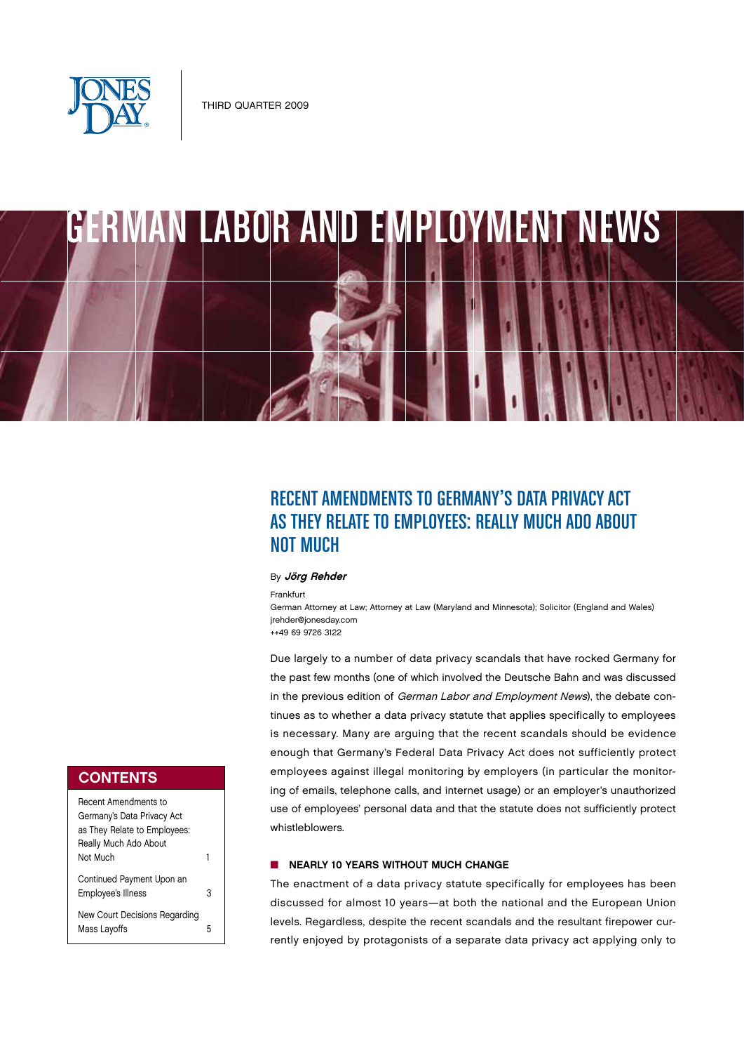THIRD QUARTER 2009

# GERMAN LABOR AND EMPLOYMENT NEWS

## CONTENTS

| | |
|---|---|
| Recent Amendments to Germany's Data Privacy Act as They Relate to Employees: Really Much Ado About Not Much | 1 |
| Continued Payment Upon an Employee's Illness | 3 |
| New Court Decisions Regarding Mass Layoffs | 5 |

## RECENT AMENDMENTS TO GERMANY'S DATA PRIVACY ACT AS THEY RELATE TO EMPLOYEES: REALLY MUCH ADO ABOUT NOT MUCH

By ***Jörg Rehder***

Frankfurt
German Attorney at Law; Attorney at Law (Maryland and Minnesota); Solicitor (England and Wales)
jrehder@jonesday.com
++49 69 9726 3122

Due largely to a number of data privacy scandals that have rocked Germany for the past few months (one of which involved the Deutsche Bahn and was discussed in the previous edition of *German Labor and Employment News*), the debate continues as to whether a data privacy statute that applies specifically to employees is necessary. Many are arguing that the recent scandals should be evidence enough that Germany's Federal Data Privacy Act does not sufficiently protect employees against illegal monitoring by employers (in particular the monitoring of emails, telephone calls, and internet usage) or an employer's unauthorized use of employees' personal data and that the statute does not sufficiently protect whistleblowers.

### NEARLY 10 YEARS WITHOUT MUCH CHANGE

The enactment of a data privacy statute specifically for employees has been discussed for almost 10 years—at both the national and the European Union levels. Regardless, despite the recent scandals and the resultant firepower currently enjoyed by protagonists of a separate data privacy act applying only to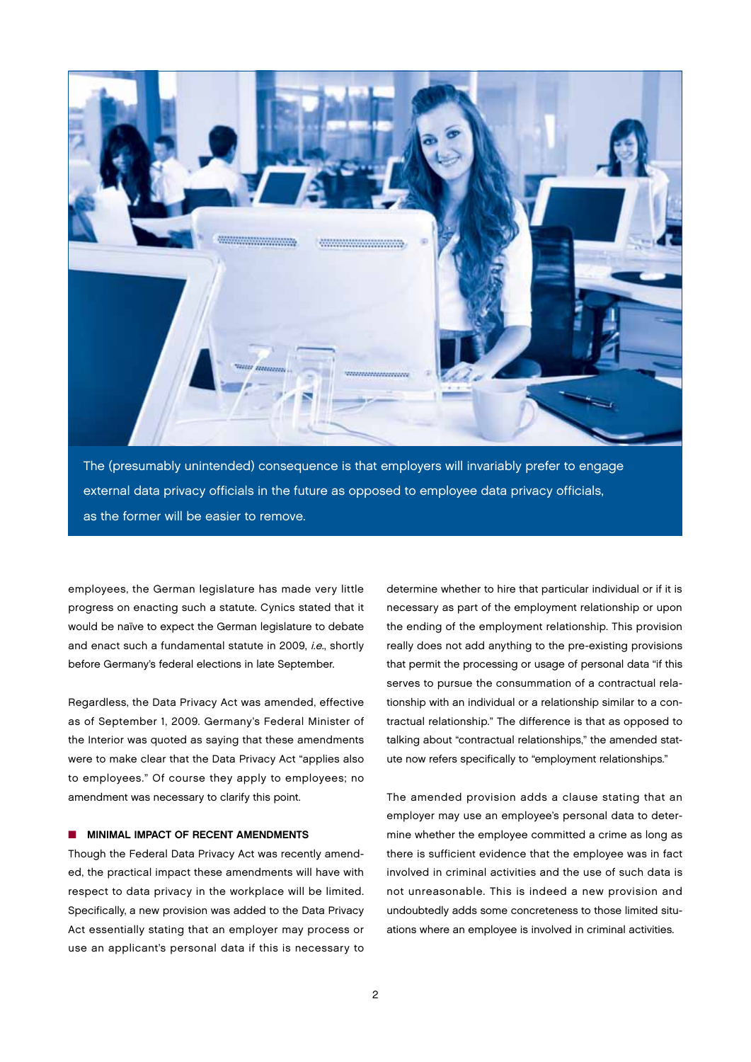The (presumably unintended) consequence is that employers will invariably prefer to engage external data privacy officials in the future as opposed to employee data privacy officials, as the former will be easier to remove.

employees, the German legislature has made very little progress on enacting such a statute. Cynics stated that it would be naïve to expect the German legislature to debate and enact such a fundamental statute in 2009, *i.e.*, shortly before Germany's federal elections in late September.

Regardless, the Data Privacy Act was amended, effective as of September 1, 2009. Germany's Federal Minister of the Interior was quoted as saying that these amendments were to make clear that the Data Privacy Act "applies also to employees." Of course they apply to employees; no amendment was necessary to clarify this point.

### MINIMAL IMPACT OF RECENT AMENDMENTS

Though the Federal Data Privacy Act was recently amended, the practical impact these amendments will have with respect to data privacy in the workplace will be limited. Specifically, a new provision was added to the Data Privacy Act essentially stating that an employer may process or use an applicant's personal data if this is necessary to determine whether to hire that particular individual or if it is necessary as part of the employment relationship or upon the ending of the employment relationship. This provision really does not add anything to the pre-existing provisions that permit the processing or usage of personal data "if this serves to pursue the consummation of a contractual relationship with an individual or a relationship similar to a contractual relationship." The difference is that as opposed to talking about "contractual relationships," the amended statute now refers specifically to "employment relationships."

The amended provision adds a clause stating that an employer may use an employee's personal data to determine whether the employee committed a crime as long as there is sufficient evidence that the employee was in fact involved in criminal activities and the use of such data is not unreasonable. This is indeed a new provision and undoubtedly adds some concreteness to those limited situations where an employee is involved in criminal activities.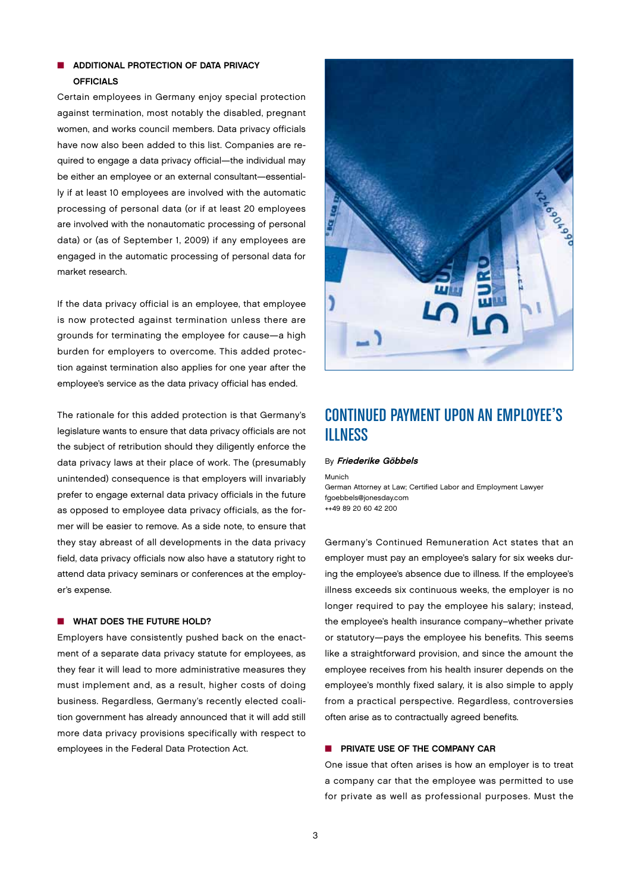### ADDITIONAL PROTECTION OF DATA PRIVACY OFFICIALS

Certain employees in Germany enjoy special protection against termination, most notably the disabled, pregnant women, and works council members. Data privacy officials have now also been added to this list. Companies are required to engage a data privacy official—the individual may be either an employee or an external consultant—essentially if at least 10 employees are involved with the automatic processing of personal data (or if at least 20 employees are involved with the nonautomatic processing of personal data) or (as of September 1, 2009) if any employees are engaged in the automatic processing of personal data for market research.

If the data privacy official is an employee, that employee is now protected against termination unless there are grounds for terminating the employee for cause—a high burden for employers to overcome. This added protection against termination also applies for one year after the employee's service as the data privacy official has ended.

The rationale for this added protection is that Germany's legislature wants to ensure that data privacy officials are not the subject of retribution should they diligently enforce the data privacy laws at their place of work. The (presumably unintended) consequence is that employers will invariably prefer to engage external data privacy officials in the future as opposed to employee data privacy officials, as the former will be easier to remove. As a side note, to ensure that they stay abreast of all developments in the data privacy field, data privacy officials now also have a statutory right to attend data privacy seminars or conferences at the employer's expense.

### WHAT DOES THE FUTURE HOLD?

Employers have consistently pushed back on the enactment of a separate data privacy statute for employees, as they fear it will lead to more administrative measures they must implement and, as a result, higher costs of doing business. Regardless, Germany's recently elected coalition government has already announced that it will add still more data privacy provisions specifically with respect to employees in the Federal Data Protection Act.

## CONTINUED PAYMENT UPON AN EMPLOYEE'S ILLNESS

By ***Friederike Göbbels***

Munich
German Attorney at Law; Certified Labor and Employment Lawyer
fgoebbels@jonesday.com
++49 89 20 60 42 200

Germany's Continued Remuneration Act states that an employer must pay an employee's salary for six weeks during the employee's absence due to illness. If the employee's illness exceeds six continuous weeks, the employer is no longer required to pay the employee his salary; instead, the employee's health insurance company–whether private or statutory—pays the employee his benefits. This seems like a straightforward provision, and since the amount the employee receives from his health insurer depends on the employee's monthly fixed salary, it is also simple to apply from a practical perspective. Regardless, controversies often arise as to contractually agreed benefits.

### PRIVATE USE OF THE COMPANY CAR

One issue that often arises is how an employer is to treat a company car that the employee was permitted to use for private as well as professional purposes. Must the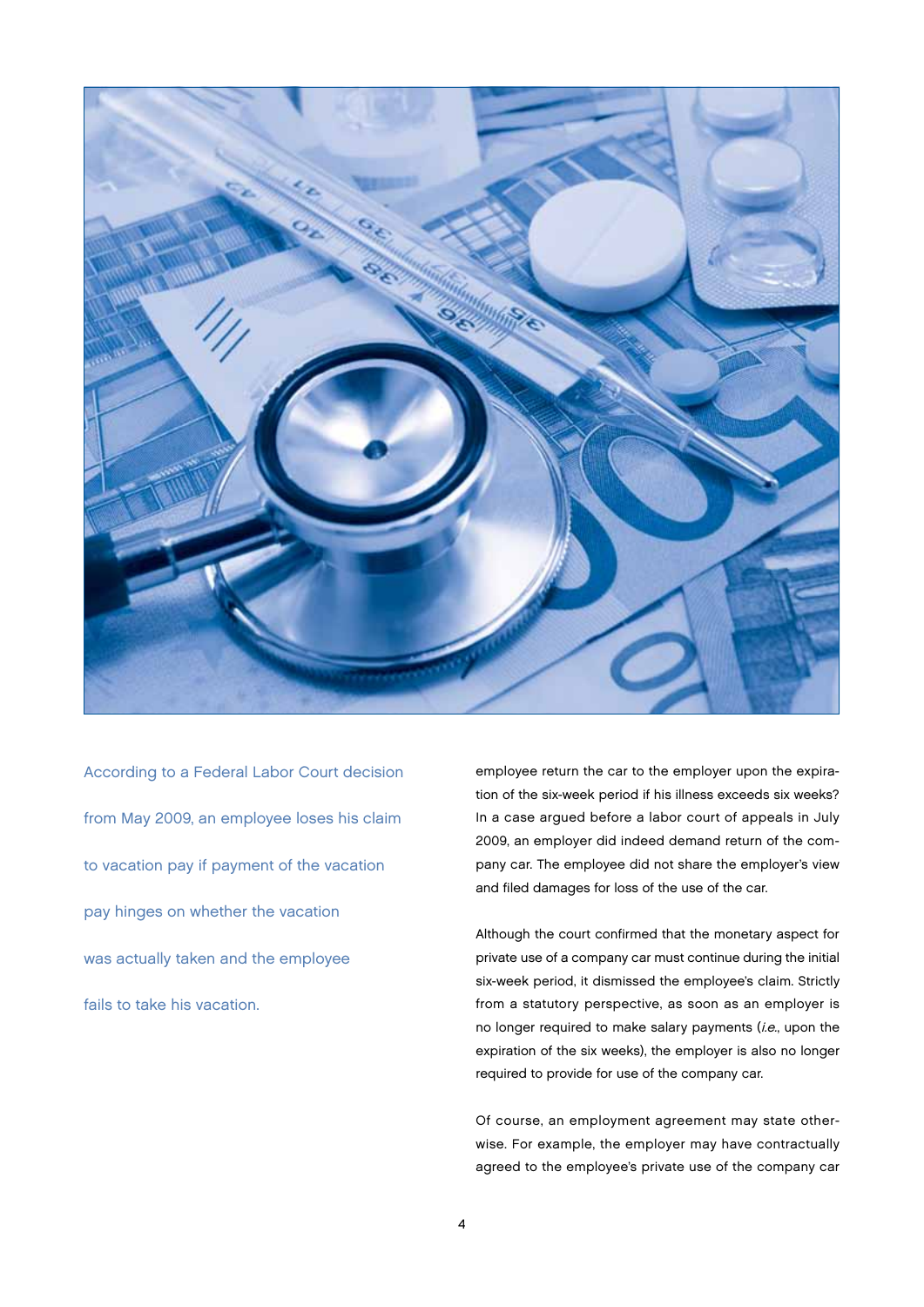According to a Federal Labor Court decision from May 2009, an employee loses his claim to vacation pay if payment of the vacation pay hinges on whether the vacation was actually taken and the employee fails to take his vacation.

employee return the car to the employer upon the expiration of the six-week period if his illness exceeds six weeks? In a case argued before a labor court of appeals in July 2009, an employer did indeed demand return of the company car. The employee did not share the employer's view and filed damages for loss of the use of the car.

Although the court confirmed that the monetary aspect for private use of a company car must continue during the initial six-week period, it dismissed the employee's claim. Strictly from a statutory perspective, as soon as an employer is no longer required to make salary payments (*i.e.*, upon the expiration of the six weeks), the employer is also no longer required to provide for use of the company car.

Of course, an employment agreement may state otherwise. For example, the employer may have contractually agreed to the employee's private use of the company car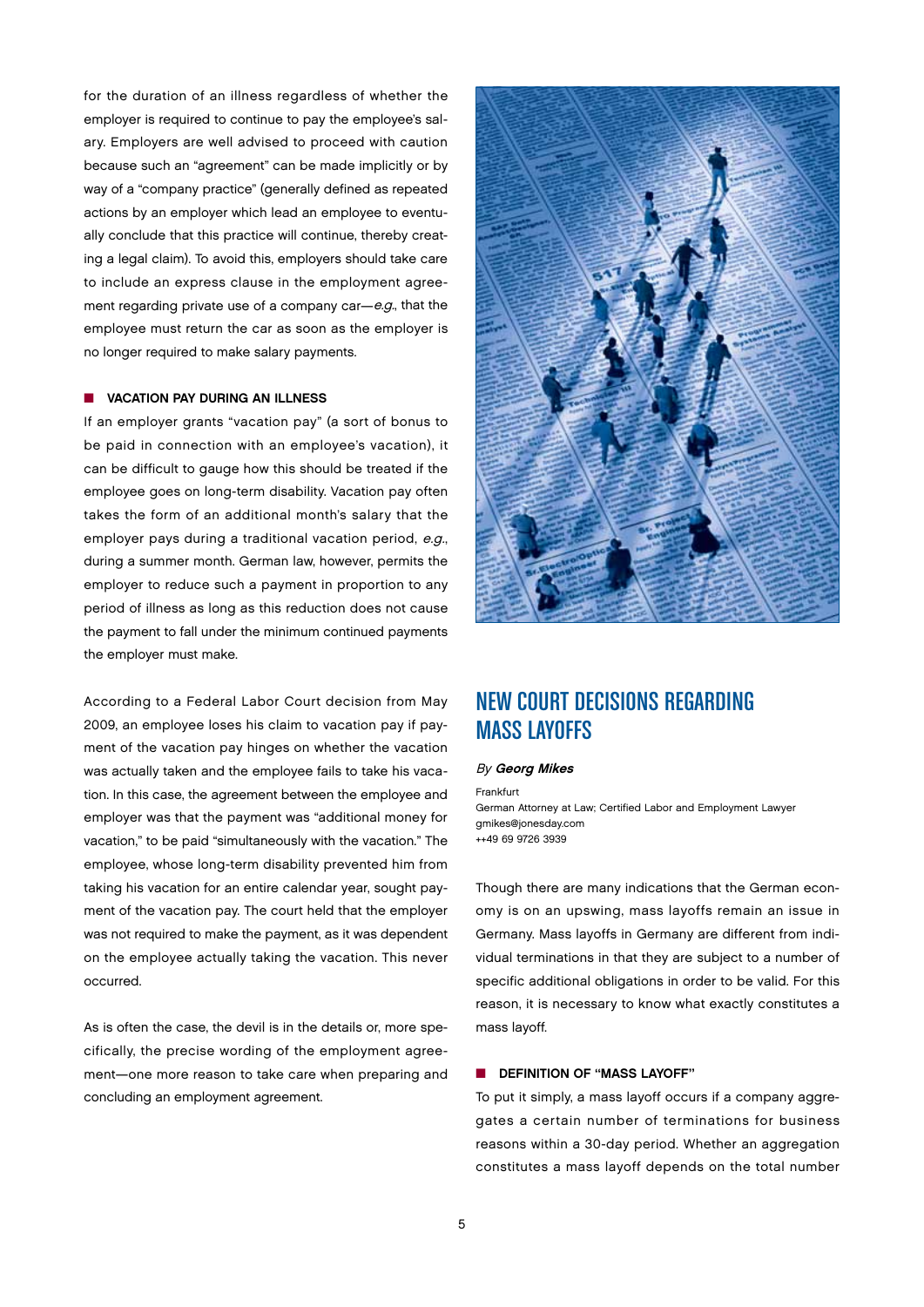for the duration of an illness regardless of whether the employer is required to continue to pay the employee's salary. Employers are well advised to proceed with caution because such an "agreement" can be made implicitly or by way of a "company practice" (generally defined as repeated actions by an employer which lead an employee to eventually conclude that this practice will continue, thereby creating a legal claim). To avoid this, employers should take care to include an express clause in the employment agreement regarding private use of a company car—*e.g.*, that the employee must return the car as soon as the employer is no longer required to make salary payments.

### VACATION PAY DURING AN ILLNESS

If an employer grants "vacation pay" (a sort of bonus to be paid in connection with an employee's vacation), it can be difficult to gauge how this should be treated if the employee goes on long-term disability. Vacation pay often takes the form of an additional month's salary that the employer pays during a traditional vacation period, *e.g.*, during a summer month. German law, however, permits the employer to reduce such a payment in proportion to any period of illness as long as this reduction does not cause the payment to fall under the minimum continued payments the employer must make.

According to a Federal Labor Court decision from May 2009, an employee loses his claim to vacation pay if payment of the vacation pay hinges on whether the vacation was actually taken and the employee fails to take his vacation. In this case, the agreement between the employee and employer was that the payment was "additional money for vacation," to be paid "simultaneously with the vacation." The employee, whose long-term disability prevented him from taking his vacation for an entire calendar year, sought payment of the vacation pay. The court held that the employer was not required to make the payment, as it was dependent on the employee actually taking the vacation. This never occurred.

As is often the case, the devil is in the details or, more specifically, the precise wording of the employment agreement—one more reason to take care when preparing and concluding an employment agreement.

## NEW COURT DECISIONS REGARDING MASS LAYOFFS

*By* ***Georg Mikes***

Frankfurt
German Attorney at Law; Certified Labor and Employment Lawyer
gmikes@jonesday.com
++49 69 9726 3939

Though there are many indications that the German economy is on an upswing, mass layoffs remain an issue in Germany. Mass layoffs in Germany are different from individual terminations in that they are subject to a number of specific additional obligations in order to be valid. For this reason, it is necessary to know what exactly constitutes a mass layoff.

### DEFINITION OF "MASS LAYOFF"

To put it simply, a mass layoff occurs if a company aggregates a certain number of terminations for business reasons within a 30-day period. Whether an aggregation constitutes a mass layoff depends on the total number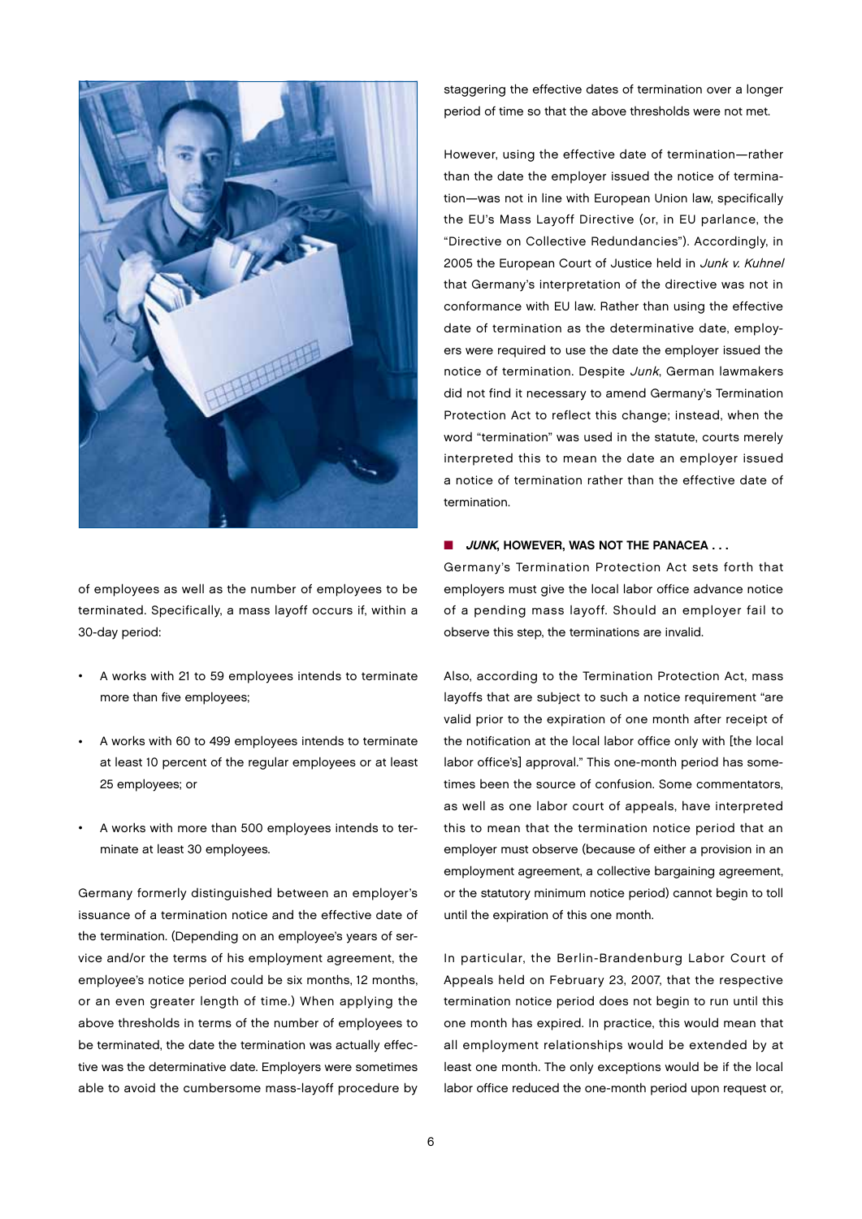of employees as well as the number of employees to be terminated. Specifically, a mass layoff occurs if, within a 30-day period:

- A works with 21 to 59 employees intends to terminate more than five employees;
- A works with 60 to 499 employees intends to terminate at least 10 percent of the regular employees or at least 25 employees; or
- A works with more than 500 employees intends to terminate at least 30 employees.

Germany formerly distinguished between an employer's issuance of a termination notice and the effective date of the termination. (Depending on an employee's years of service and/or the terms of his employment agreement, the employee's notice period could be six months, 12 months, or an even greater length of time.) When applying the above thresholds in terms of the number of employees to be terminated, the date the termination was actually effective was the determinative date. Employers were sometimes able to avoid the cumbersome mass-layoff procedure by staggering the effective dates of termination over a longer period of time so that the above thresholds were not met.

However, using the effective date of termination—rather than the date the employer issued the notice of termination—was not in line with European Union law, specifically the EU's Mass Layoff Directive (or, in EU parlance, the "Directive on Collective Redundancies"). Accordingly, in 2005 the European Court of Justice held in *Junk v. Kuhnel* that Germany's interpretation of the directive was not in conformance with EU law. Rather than using the effective date of termination as the determinative date, employers were required to use the date the employer issued the notice of termination. Despite *Junk*, German lawmakers did not find it necessary to amend Germany's Termination Protection Act to reflect this change; instead, when the word "termination" was used in the statute, courts merely interpreted this to mean the date an employer issued a notice of termination rather than the effective date of termination.

### *JUNK*, HOWEVER, WAS NOT THE PANACEA . . .

Germany's Termination Protection Act sets forth that employers must give the local labor office advance notice of a pending mass layoff. Should an employer fail to observe this step, the terminations are invalid.

Also, according to the Termination Protection Act, mass layoffs that are subject to such a notice requirement "are valid prior to the expiration of one month after receipt of the notification at the local labor office only with [the local labor office's] approval." This one-month period has sometimes been the source of confusion. Some commentators, as well as one labor court of appeals, have interpreted this to mean that the termination notice period that an employer must observe (because of either a provision in an employment agreement, a collective bargaining agreement, or the statutory minimum notice period) cannot begin to toll until the expiration of this one month.

In particular, the Berlin-Brandenburg Labor Court of Appeals held on February 23, 2007, that the respective termination notice period does not begin to run until this one month has expired. In practice, this would mean that all employment relationships would be extended by at least one month. The only exceptions would be if the local labor office reduced the one-month period upon request or,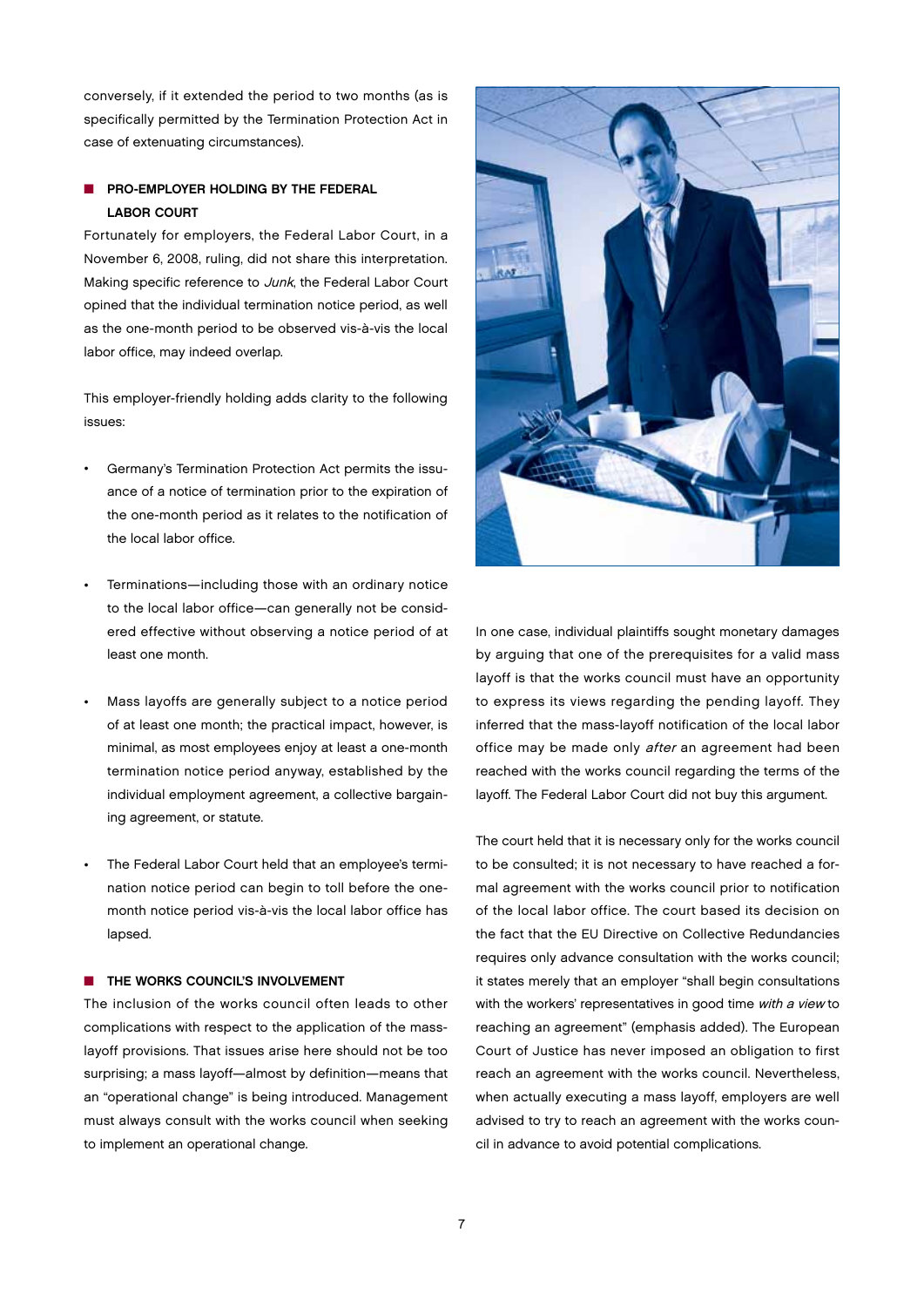conversely, if it extended the period to two months (as is specifically permitted by the Termination Protection Act in case of extenuating circumstances).

## PRO-EMPLOYER HOLDING BY THE FEDERAL LABOR COURT

Fortunately for employers, the Federal Labor Court, in a November 6, 2008, ruling, did not share this interpretation. Making specific reference to *Junk*, the Federal Labor Court opined that the individual termination notice period, as well as the one-month period to be observed vis-à-vis the local labor office, may indeed overlap.

This employer-friendly holding adds clarity to the following issues:

- Germany's Termination Protection Act permits the issuance of a notice of termination prior to the expiration of the one-month period as it relates to the notification of the local labor office.
- Terminations—including those with an ordinary notice to the local labor office—can generally not be considered effective without observing a notice period of at least one month.
- Mass layoffs are generally subject to a notice period of at least one month; the practical impact, however, is minimal, as most employees enjoy at least a one-month termination notice period anyway, established by the individual employment agreement, a collective bargaining agreement, or statute.
- The Federal Labor Court held that an employee's termination notice period can begin to toll before the one-month notice period vis-à-vis the local labor office has lapsed.

## THE WORKS COUNCIL'S INVOLVEMENT

The inclusion of the works council often leads to other complications with respect to the application of the mass-layoff provisions. That issues arise here should not be too surprising; a mass layoff—almost by definition—means that an "operational change" is being introduced. Management must always consult with the works council when seeking to implement an operational change.

In one case, individual plaintiffs sought monetary damages by arguing that one of the prerequisites for a valid mass layoff is that the works council must have an opportunity to express its views regarding the pending layoff. They inferred that the mass-layoff notification of the local labor office may be made only *after* an agreement had been reached with the works council regarding the terms of the layoff. The Federal Labor Court did not buy this argument.

The court held that it is necessary only for the works council to be consulted; it is not necessary to have reached a formal agreement with the works council prior to notification of the local labor office. The court based its decision on the fact that the EU Directive on Collective Redundancies requires only advance consultation with the works council; it states merely that an employer "shall begin consultations with the workers' representatives in good time *with a view* to reaching an agreement" (emphasis added). The European Court of Justice has never imposed an obligation to first reach an agreement with the works council. Nevertheless, when actually executing a mass layoff, employers are well advised to try to reach an agreement with the works council in advance to avoid potential complications.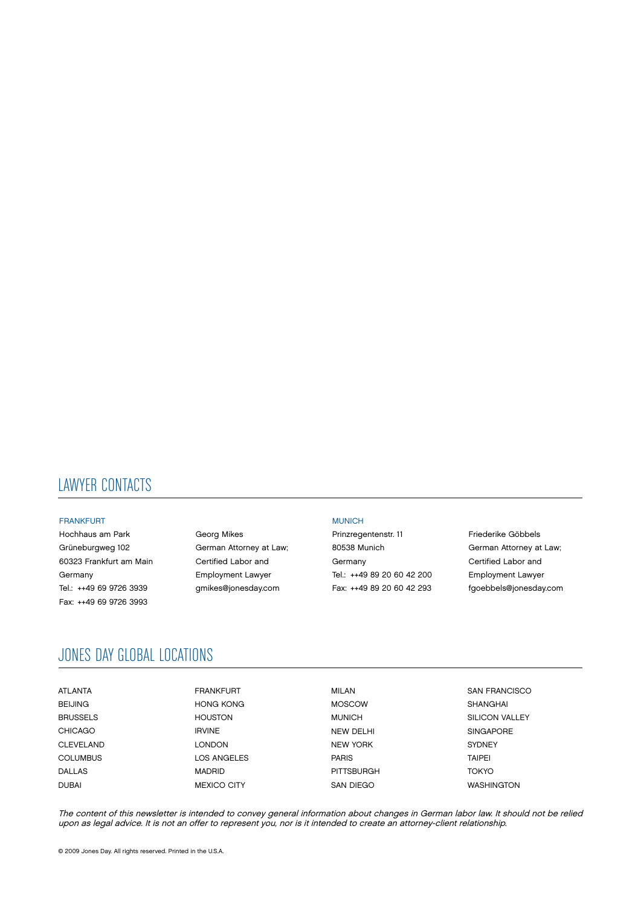## LAWYER CONTACTS

**FRANKFURT**
Hochhaus am Park
Grüneburgweg 102
60323 Frankfurt am Main
Germany
Tel.: ++49 69 9726 3939
Fax: ++49 69 9726 3993

Georg Mikes
German Attorney at Law;
Certified Labor and
Employment Lawyer
gmikes@jonesday.com

**MUNICH**
Prinzregentenstr. 11
80538 Munich
Germany
Tel.: ++49 89 20 60 42 200
Fax: ++49 89 20 60 42 293

Friederike Göbbels
German Attorney at Law;
Certified Labor and
Employment Lawyer
fgoebbels@jonesday.com

## JONES DAY GLOBAL LOCATIONS

ATLANTA
BEIJING
BRUSSELS
CHICAGO
CLEVELAND
COLUMBUS
DALLAS
DUBAI
FRANKFURT
HONG KONG
HOUSTON
IRVINE
LONDON
LOS ANGELES
MADRID
MEXICO CITY
MILAN
MOSCOW
MUNICH
NEW DELHI
NEW YORK
PARIS
PITTSBURGH
SAN DIEGO
SAN FRANCISCO
SHANGHAI
SILICON VALLEY
SINGAPORE
SYDNEY
TAIPEI
TOKYO
WASHINGTON

*The content of this newsletter is intended to convey general information about changes in German labor law. It should not be relied upon as legal advice. It is not an offer to represent you, nor is it intended to create an attorney-client relationship.*

© 2009 Jones Day. All rights reserved. Printed in the U.S.A.